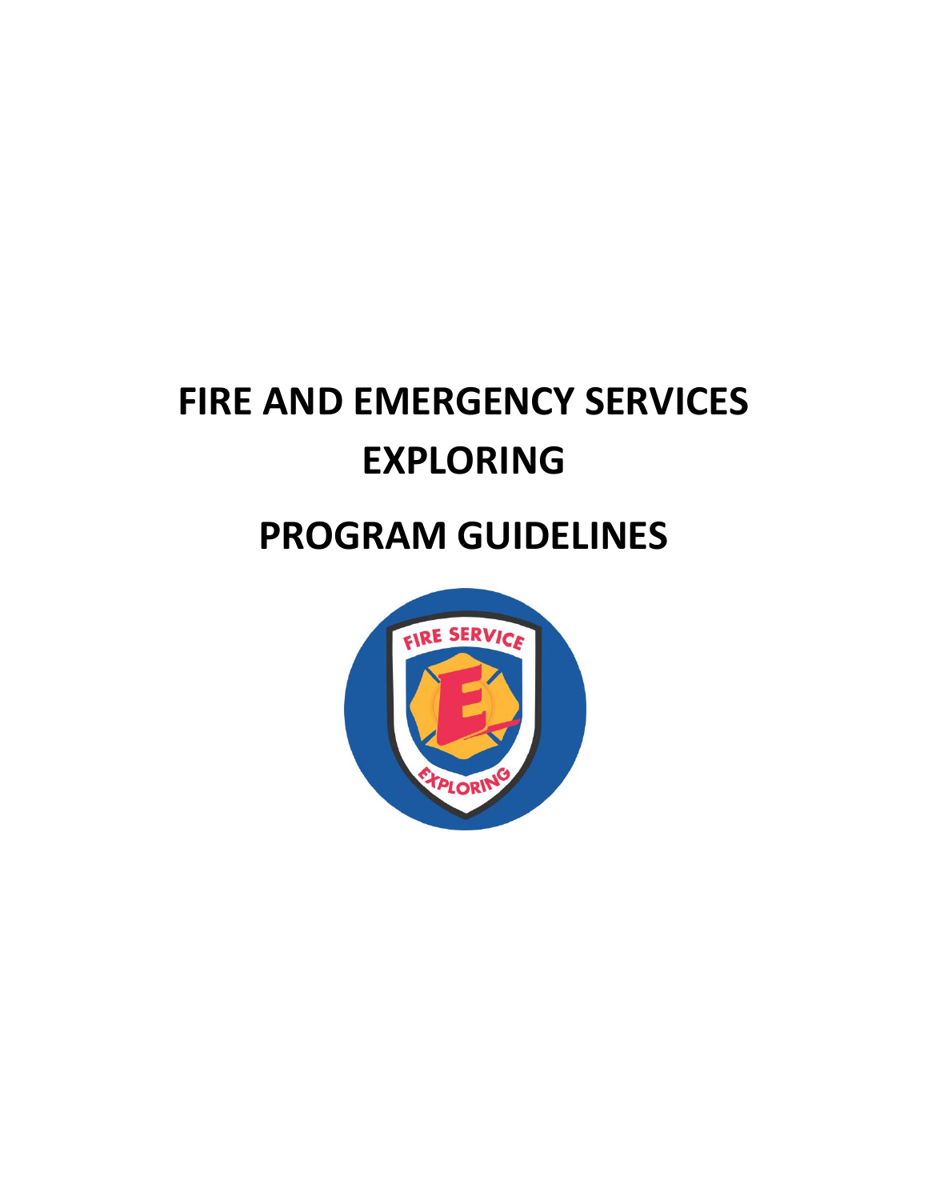# FIRE AND EMERGENCY SERVICES EXPLORING

# PROGRAM GUIDELINES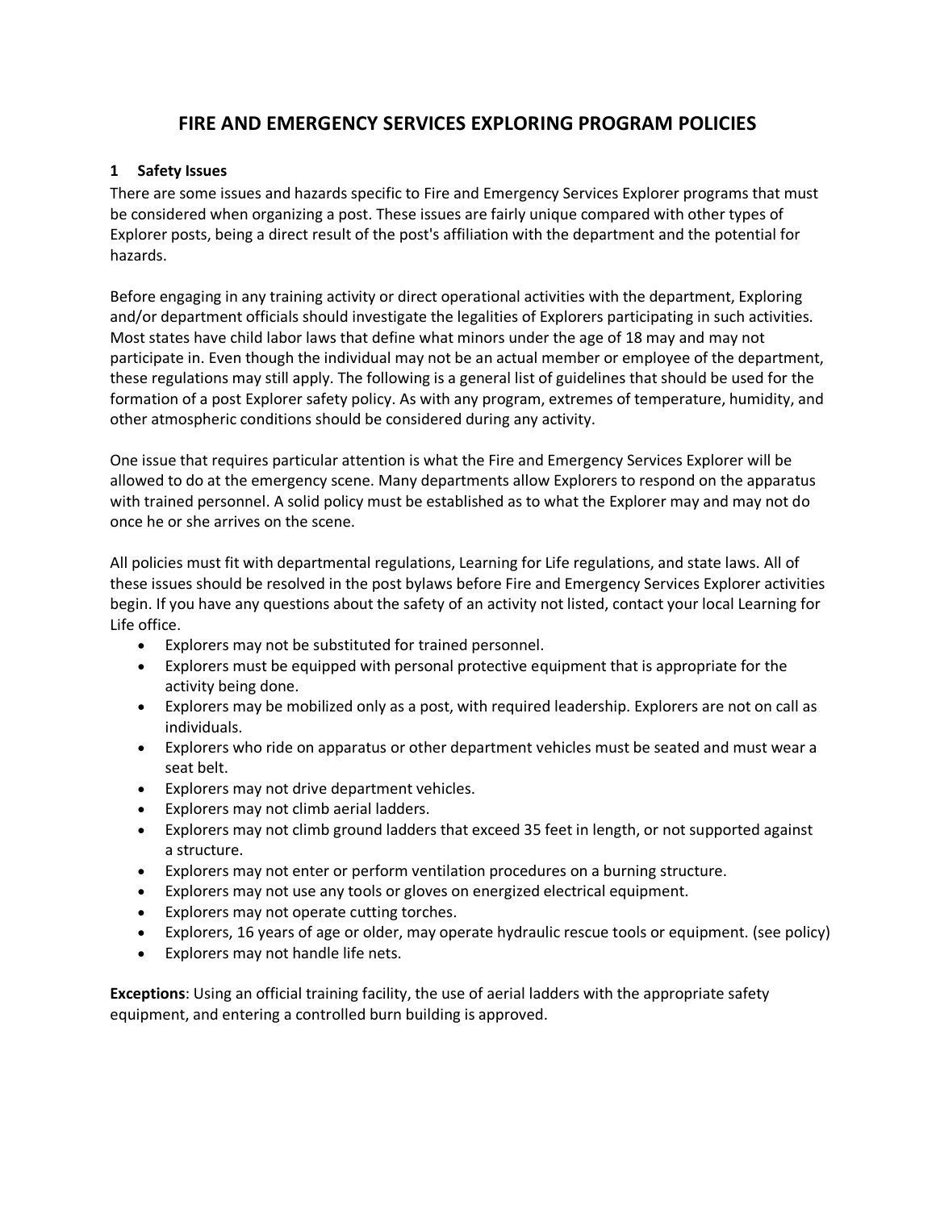# FIRE AND EMERGENCY SERVICES EXPLORING PROGRAM POLICIES

## 1 Safety Issues

There are some issues and hazards specific to Fire and Emergency Services Explorer programs that must be considered when organizing a post. These issues are fairly unique compared with other types of Explorer posts, being a direct result of the post's affiliation with the department and the potential for hazards.

Before engaging in any training activity or direct operational activities with the department, Exploring and/or department officials should investigate the legalities of Explorers participating in such activities. Most states have child labor laws that define what minors under the age of 18 may and may not participate in. Even though the individual may not be an actual member or employee of the department, these regulations may still apply. The following is a general list of guidelines that should be used for the formation of a post Explorer safety policy. As with any program, extremes of temperature, humidity, and other atmospheric conditions should be considered during any activity.

One issue that requires particular attention is what the Fire and Emergency Services Explorer will be allowed to do at the emergency scene. Many departments allow Explorers to respond on the apparatus with trained personnel. A solid policy must be established as to what the Explorer may and may not do once he or she arrives on the scene.

All policies must fit with departmental regulations, Learning for Life regulations, and state laws. All of these issues should be resolved in the post bylaws before Fire and Emergency Services Explorer activities begin. If you have any questions about the safety of an activity not listed, contact your local Learning for Life office.

- Explorers may not be substituted for trained personnel.
- Explorers must be equipped with personal protective equipment that is appropriate for the activity being done.
- Explorers may be mobilized only as a post, with required leadership. Explorers are not on call as individuals.
- Explorers who ride on apparatus or other department vehicles must be seated and must wear a seat belt.
- Explorers may not drive department vehicles.
- Explorers may not climb aerial ladders.
- Explorers may not climb ground ladders that exceed 35 feet in length, or not supported against a structure.
- Explorers may not enter or perform ventilation procedures on a burning structure.
- Explorers may not use any tools or gloves on energized electrical equipment.
- Explorers may not operate cutting torches.
- Explorers, 16 years of age or older, may operate hydraulic rescue tools or equipment. (see policy)
- Explorers may not handle life nets.

**Exceptions**: Using an official training facility, the use of aerial ladders with the appropriate safety equipment, and entering a controlled burn building is approved.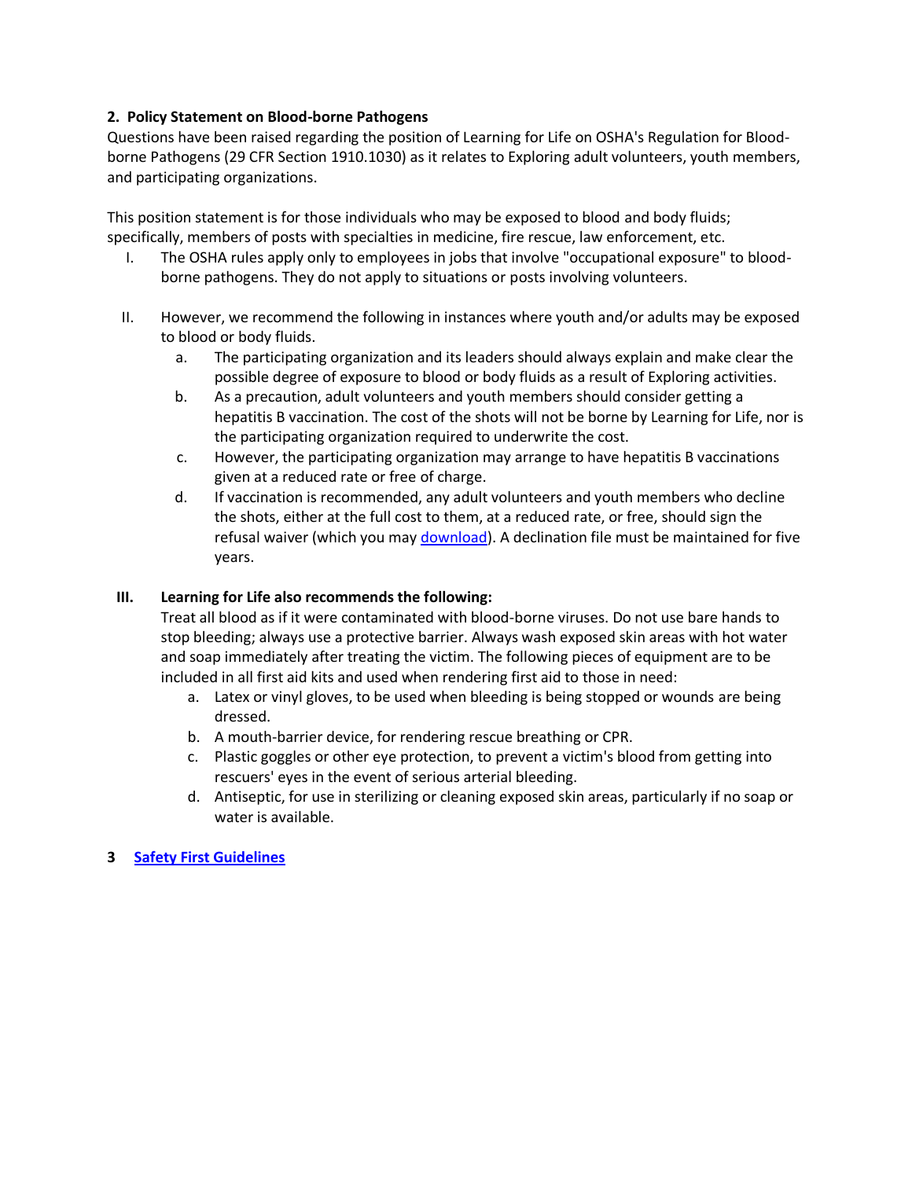## 2. Policy Statement on Blood-borne Pathogens

Questions have been raised regarding the position of Learning for Life on OSHA's Regulation for Blood-borne Pathogens (29 CFR Section 1910.1030) as it relates to Exploring adult volunteers, youth members, and participating organizations.

This position statement is for those individuals who may be exposed to blood and body fluids; specifically, members of posts with specialties in medicine, fire rescue, law enforcement, etc.

I. The OSHA rules apply only to employees in jobs that involve "occupational exposure" to blood-borne pathogens. They do not apply to situations or posts involving volunteers.

II. However, we recommend the following in instances where youth and/or adults may be exposed to blood or body fluids.
   a. The participating organization and its leaders should always explain and make clear the possible degree of exposure to blood or body fluids as a result of Exploring activities.
   b. As a precaution, adult volunteers and youth members should consider getting a hepatitis B vaccination. The cost of the shots will not be borne by Learning for Life, nor is the participating organization required to underwrite the cost.
   c. However, the participating organization may arrange to have hepatitis B vaccinations given at a reduced rate or free of charge.
   d. If vaccination is recommended, any adult volunteers and youth members who decline the shots, either at the full cost to them, at a reduced rate, or free, should sign the refusal waiver (which you may download). A declination file must be maintained for five years.

**III. Learning for Life also recommends the following:**

Treat all blood as if it were contaminated with blood-borne viruses. Do not use bare hands to stop bleeding; always use a protective barrier. Always wash exposed skin areas with hot water and soap immediately after treating the victim. The following pieces of equipment are to be included in all first aid kits and used when rendering first aid to those in need:

   a. Latex or vinyl gloves, to be used when bleeding is being stopped or wounds are being dressed.
   b. A mouth-barrier device, for rendering rescue breathing or CPR.
   c. Plastic goggles or other eye protection, to prevent a victim's blood from getting into rescuers' eyes in the event of serious arterial bleeding.
   d. Antiseptic, for use in sterilizing or cleaning exposed skin areas, particularly if no soap or water is available.

## 3 Safety First Guidelines